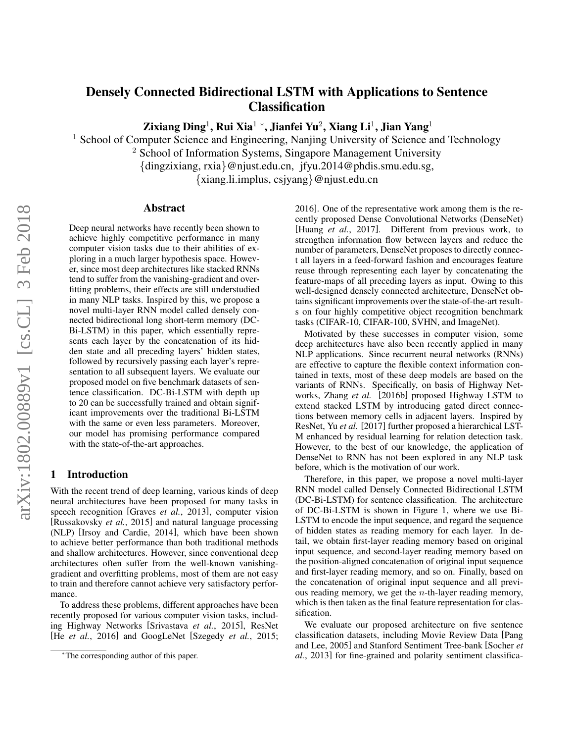# Densely Connected Bidirectional LSTM with Applications to Sentence Classification

**Zixiang Ding[1], Rui Xia[1] *, Jianfei Yu[2], Xiang Li[1], Jian Yang[1]**

[1] School of Computer Science and Engineering, Nanjing University of Science and Technology
[2] School of Information Systems, Singapore Management University
{dingzixiang, rxia}@njust.edu.cn, jfyu.2014@phdis.smu.edu.sg,
{xiang.li.implus, csjyang}@njust.edu.cn

## Abstract

Deep neural networks have recently been shown to achieve highly competitive performance in many computer vision tasks due to their abilities of exploring in a much larger hypothesis space. However, since most deep architectures like stacked RNNs tend to suffer from the vanishing-gradient and overfitting problems, their effects are still understudied in many NLP tasks. Inspired by this, we propose a novel multi-layer RNN model called densely connected bidirectional long short-term memory (DC-Bi-LSTM) in this paper, which essentially represents each layer by the concatenation of its hidden state and all preceding layers' hidden states, followed by recursively passing each layer's representation to all subsequent layers. We evaluate our proposed model on five benchmark datasets of sentence classification. DC-Bi-LSTM with depth up to 20 can be successfully trained and obtain significant improvements over the traditional Bi-LSTM with the same or even less parameters. Moreover, our model has promising performance compared with the state-of-the-art approaches.

## 1 Introduction

With the recent trend of deep learning, various kinds of deep neural architectures have been proposed for many tasks in speech recognition [Graves *et al.*, 2013], computer vision [Russakovsky *et al.*, 2015] and natural language processing (NLP) [Irsoy and Cardie, 2014], which have been shown to achieve better performance than both traditional methods and shallow architectures. However, since conventional deep architectures often suffer from the well-known vanishing-gradient and overfitting problems, most of them are not easy to train and therefore cannot achieve very satisfactory performance.

To address these problems, different approaches have been recently proposed for various computer vision tasks, including Highway Networks [Srivastava *et al.*, 2015], ResNet [He *et al.*, 2016] and GoogLeNet [Szegedy *et al.*, 2015; 2016]. One of the representative work among them is the recently proposed Dense Convolutional Networks (DenseNet) [Huang *et al.*, 2017]. Different from previous work, to strengthen information flow between layers and reduce the number of parameters, DenseNet proposes to directly connect all layers in a feed-forward fashion and encourages feature reuse through representing each layer by concatenating the feature-maps of all preceding layers as input. Owing to this well-designed densely connected architecture, DenseNet obtains significant improvements over the state-of-the-art results on four highly competitive object recognition benchmark tasks (CIFAR-10, CIFAR-100, SVHN, and ImageNet).

Motivated by these successes in computer vision, some deep architectures have also been recently applied in many NLP applications. Since recurrent neural networks (RNNs) are effective to capture the flexible context information contained in texts, most of these deep models are based on the variants of RNNs. Specifically, on basis of Highway Networks, Zhang *et al.* [2016b] proposed Highway LSTM to extend stacked LSTM by introducing gated direct connections between memory cells in adjacent layers. Inspired by ResNet, Yu *et al.* [2017] further proposed a hierarchical LSTM enhanced by residual learning for relation detection task. However, to the best of our knowledge, the application of DenseNet to RNN has not been explored in any NLP task before, which is the motivation of our work.

Therefore, in this paper, we propose a novel multi-layer RNN model called Densely Connected Bidirectional LSTM (DC-Bi-LSTM) for sentence classification. The architecture of DC-Bi-LSTM is shown in Figure 1, where we use Bi-LSTM to encode the input sequence, and regard the sequence of hidden states as reading memory for each layer. In detail, we obtain first-layer reading memory based on original input sequence, and second-layer reading memory based on the position-aligned concatenation of original input sequence and first-layer reading memory, and so on. Finally, based on the concatenation of original input sequence and all previous reading memory, we get the $n$-th-layer reading memory, which is then taken as the final feature representation for classification.

We evaluate our proposed architecture on five sentence classification datasets, including Movie Review Data [Pang and Lee, 2005] and Stanford Sentiment Tree-bank [Socher *et al.*, 2013] for fine-grained and polarity sentiment classifica-

*The corresponding author of this paper.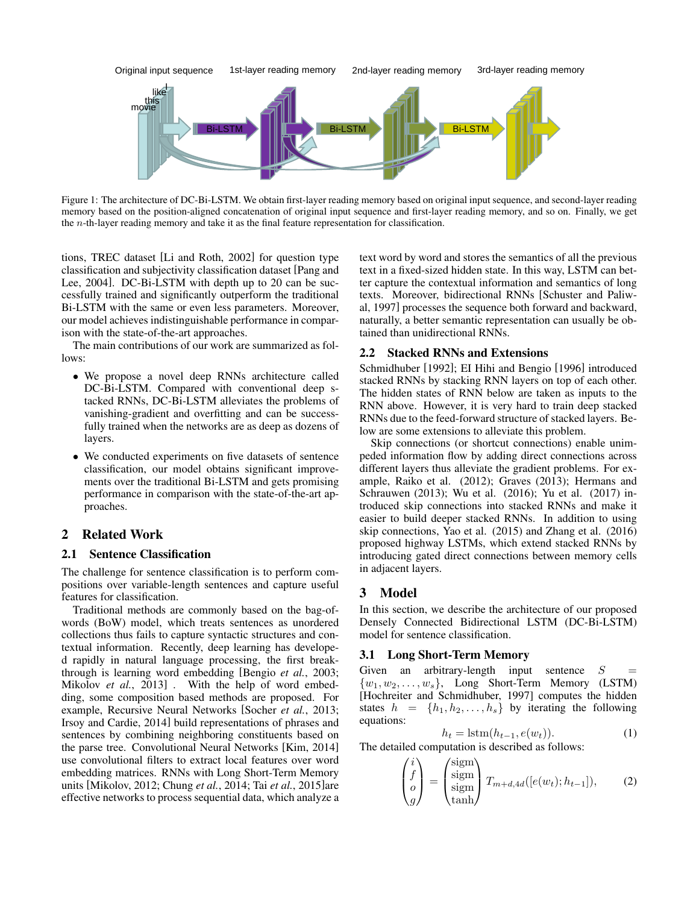Original input sequence

1st-layer reading memory

2nd-layer reading memory

3rd-layer reading memory

I

like

this

movie

Bi-LSTM

Bi-LSTM

Bi-LSTM

Figure 1: The architecture of DC-Bi-LSTM. We obtain first-layer reading memory based on original input sequence, and second-layer reading memory based on the position-aligned concatenation of original input sequence and first-layer reading memory, and so on. Finally, we get the $n$-th-layer reading memory and take it as the final feature representation for classification.

tions, TREC dataset [Li and Roth, 2002] for question type classification and subjectivity classification dataset [Pang and Lee, 2004]. DC-Bi-LSTM with depth up to 20 can be successfully trained and significantly outperform the traditional Bi-LSTM with the same or even less parameters. Moreover, our model achieves indistinguishable performance in comparison with the state-of-the-art approaches.

The main contributions of our work are summarized as follows:

- We propose a novel deep RNNs architecture called DC-Bi-LSTM. Compared with conventional deep stacked RNNs, DC-Bi-LSTM alleviates the problems of vanishing-gradient and overfitting and can be successfully trained when the networks are as deep as dozens of layers.
- We conducted experiments on five datasets of sentence classification, our model obtains significant improvements over the traditional Bi-LSTM and gets promising performance in comparison with the state-of-the-art approaches.

## 2 Related Work

### 2.1 Sentence Classification

The challenge for sentence classification is to perform compositions over variable-length sentences and capture useful features for classification.

Traditional methods are commonly based on the bag-of-words (BoW) model, which treats sentences as unordered collections thus fails to capture syntactic structures and contextual information. Recently, deep learning has developed rapidly in natural language processing, the first breakthrough is learning word embedding [Bengio *et al.*, 2003; Mikolov *et al.*, 2013] . With the help of word embedding, some composition based methods are proposed. For example, Recursive Neural Networks [Socher *et al.*, 2013; Irsoy and Cardie, 2014] build representations of phrases and sentences by combining neighboring constituents based on the parse tree. Convolutional Neural Networks [Kim, 2014] use convolutional filters to extract local features over word embedding matrices. RNNs with Long Short-Term Memory units [Mikolov, 2012; Chung *et al.*, 2014; Tai *et al.*, 2015]are effective networks to process sequential data, which analyze a text word by word and stores the semantics of all the previous text in a fixed-sized hidden state. In this way, LSTM can better capture the contextual information and semantics of long texts. Moreover, bidirectional RNNs [Schuster and Paliwal, 1997] processes the sequence both forward and backward, naturally, a better semantic representation can usually be obtained than unidirectional RNNs.

### 2.2 Stacked RNNs and Extensions

Schmidhuber [1992]; EI Hihi and Bengio [1996] introduced stacked RNNs by stacking RNN layers on top of each other. The hidden states of RNN below are taken as inputs to the RNN above. However, it is very hard to train deep stacked RNNs due to the feed-forward structure of stacked layers. Below are some extensions to alleviate this problem.

Skip connections (or shortcut connections) enable unimpeded information flow by adding direct connections across different layers thus alleviate the gradient problems. For example, Raiko et al. (2012); Graves (2013); Hermans and Schrauwen (2013); Wu et al. (2016); Yu et al. (2017) introduced skip connections into stacked RNNs and make it easier to build deeper stacked RNNs. In addition to using skip connections, Yao et al. (2015) and Zhang et al. (2016) proposed highway LSTMs, which extend stacked RNNs by introducing gated direct connections between memory cells in adjacent layers.

## 3 Model

In this section, we describe the architecture of our proposed Densely Connected Bidirectional LSTM (DC-Bi-LSTM) model for sentence classification.

### 3.1 Long Short-Term Memory

Given an arbitrary-length input sentence $S = \{w_1, w_2, \ldots, w_s\}$, Long Short-Term Memory (LSTM) [Hochreiter and Schmidhuber, 1997] computes the hidden states $h = \{h_1, h_2, \ldots, h_s\}$ by iterating the following equations:

$$h_t = \text{lstm}(h_{t-1}, e(w_t)). \tag{1}$$

The detailed computation is described as follows:

$$\begin{pmatrix} i \\ f \\ o \\ g \end{pmatrix} = \begin{pmatrix} \text{sigm} \\ \text{sigm} \\ \text{sigm} \\ \text{tanh} \end{pmatrix} T_{m+d,4d}([e(w_t); h_{t-1}]), \tag{2}$$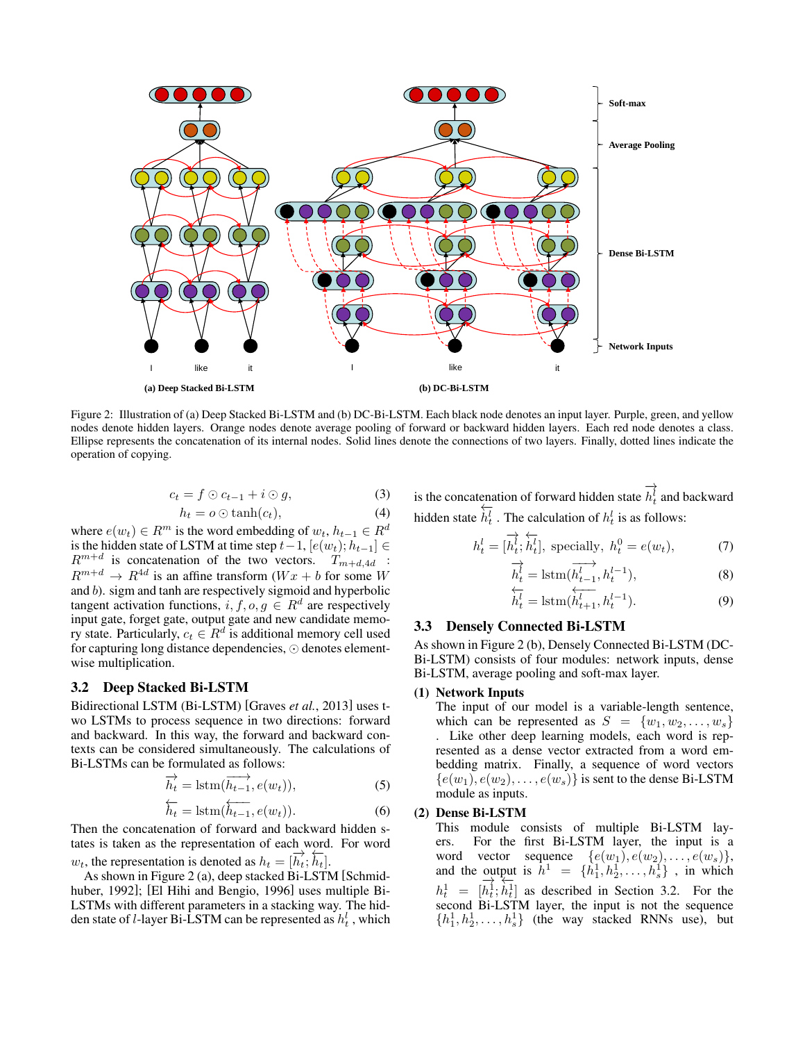(a) Deep Stacked Bi-LSTM

(b) DC-Bi-LSTM

Soft-max

Average Pooling

Dense Bi-LSTM

Network Inputs

I like it

Figure 2: Illustration of (a) Deep Stacked Bi-LSTM and (b) DC-Bi-LSTM. Each black node denotes an input layer. Purple, green, and yellow nodes denote hidden layers. Orange nodes denote average pooling of forward or backward hidden layers. Each red node denotes a class. Ellipse represents the concatenation of its internal nodes. Solid lines denote the connections of two layers. Finally, dotted lines indicate the operation of copying.

$$c_t = f \odot c_{t-1} + i \odot g, \tag{3}$$

$$h_t = o \odot \tanh(c_t), \tag{4}$$

where $e(w_t) \in R^m$ is the word embedding of $w_t$, $h_{t-1} \in R^d$ is the hidden state of LSTM at time step $t-1$, $[e(w_t); h_{t-1}] \in R^{m+d}$ is concatenation of the two vectors. $T_{m+d,4d} : R^{m+d} \rightarrow R^{4d}$ is an affine transform ($Wx + b$ for some $W$ and $b$). sigm and tanh are respectively sigmoid and hyperbolic tangent activation functions, $i, f, o, g \in R^d$ are respectively input gate, forget gate, output gate and new candidate memory state. Particularly, $c_t \in R^d$ is additional memory cell used for capturing long distance dependencies, $\odot$ denotes element-wise multiplication.

## 3.2 Deep Stacked Bi-LSTM

Bidirectional LSTM (Bi-LSTM) [Graves *et al.*, 2013] uses two LSTMs to process sequence in two directions: forward and backward. In this way, the forward and backward contexts can be considered simultaneously. The calculations of Bi-LSTMs can be formulated as follows:

$$\overrightarrow{h_t} = \text{lstm}(\overrightarrow{h_{t-1}}, e(w_t)), \tag{5}$$

$$\overleftarrow{h_t} = \text{lstm}(\overleftarrow{h_{t-1}}, e(w_t)). \tag{6}$$

Then the concatenation of forward and backward hidden states is taken as the representation of each word. For word $w_t$, the representation is denoted as $h_t = [\overrightarrow{h_t}; \overleftarrow{h_t}]$.

As shown in Figure 2 (a), deep stacked Bi-LSTM [Schmidhuber, 1992]; [El Hihi and Bengio, 1996] uses multiple Bi-LSTMs with different parameters in a stacking way. The hidden state of $l$-layer Bi-LSTM can be represented as $h_t^l$ , which is the concatenation of forward hidden state $\overrightarrow{h_t^l}$ and backward hidden state $\overleftarrow{h_t^l}$ . The calculation of $h_t^l$ is as follows:

$$h_t^l = [\overrightarrow{h_t^l}; \overleftarrow{h_t^l}], \text{ specially, } h_t^0 = e(w_t), \tag{7}$$

$$\overrightarrow{h_t^l} = \text{lstm}(\overrightarrow{h_{t-1}^l}, h_t^{l-1}), \tag{8}$$

$$\overleftarrow{h_t^l} = \text{lstm}(\overleftarrow{h_{t+1}^l}, h_t^{l-1}). \tag{9}$$

## 3.3 Densely Connected Bi-LSTM

As shown in Figure 2 (b), Densely Connected Bi-LSTM (DC-Bi-LSTM) consists of four modules: network inputs, dense Bi-LSTM, average pooling and soft-max layer.

**(1) Network Inputs**

The input of our model is a variable-length sentence, which can be represented as $S = \{w_1, w_2, \ldots, w_s\}$ . Like other deep learning models, each word is represented as a dense vector extracted from a word embedding matrix. Finally, a sequence of word vectors $\{e(w_1), e(w_2), \ldots, e(w_s)\}$ is sent to the dense Bi-LSTM module as inputs.

**(2) Dense Bi-LSTM**

This module consists of multiple Bi-LSTM layers. For the first Bi-LSTM layer, the input is a word vector sequence $\{e(w_1), e(w_2), \ldots, e(w_s)\}$, and the output is $h^1 = \{h_1^1, h_2^1, \ldots, h_s^1\}$ , in which $h_t^1 = [\overrightarrow{h_t^1}; \overleftarrow{h_t^1}]$ as described in Section 3.2. For the second Bi-LSTM layer, the input is not the sequence $\{h_1^1, h_2^1, \ldots, h_s^1\}$ (the way stacked RNNs use), but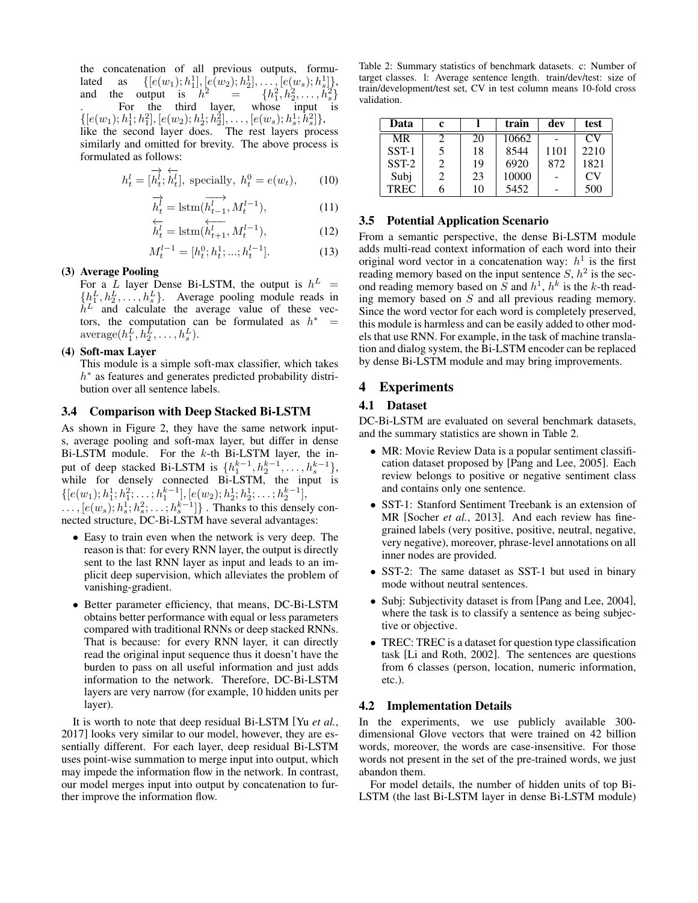the concatenation of all previous outputs, formulated as $\{[e(w_1); h_1^1], [e(w_2); h_2^1], \ldots, [e(w_s); h_s^1]\}$, and the output is $h^2 = \{h_1^2, h_2^2, \ldots, h_s^2\}$. For the third layer, whose input is $\{[e(w_1); h_1^1; h_1^2], [e(w_2); h_2^1; h_2^2], \ldots, [e(w_s); h_s^1; h_s^2]\}$, like the second layer does. The rest layers process similarly and omitted for brevity. The above process is formulated as follows:

$$h_t^l = [\overrightarrow{h_t^l}; \overleftarrow{h_t^l}], \text{ specially, } h_t^0 = e(w_t), \tag{10}$$

$$\overrightarrow{h_t^l} = \text{lstm}(\overrightarrow{h_{t-1}^l}, M_t^{l-1}), \tag{11}$$

$$\overleftarrow{h_t^l} = \text{lstm}(\overleftarrow{h_{t+1}^l}, M_t^{l-1}), \tag{12}$$

$$M_t^{l-1} = [h_t^0; h_t^1; ...; h_t^{l-1}]. \tag{13}$$

**(3) Average Pooling**

For a $L$ layer Dense Bi-LSTM, the output is $h^L = \{h_1^L, h_2^L, \ldots, h_s^L\}$. Average pooling module reads in $h^L$ and calculate the average value of these vectors, the computation can be formulated as $h^* = \text{average}(h_1^L, h_2^L, \ldots, h_s^L)$.

**(4) Soft-max Layer**

This module is a simple soft-max classifier, which takes $h^*$ as features and generates predicted probability distribution over all sentence labels.

### 3.4 Comparison with Deep Stacked Bi-LSTM

As shown in Figure 2, they have the same network inputs, average pooling and soft-max layer, but differ in dense Bi-LSTM module. For the $k$-th Bi-LSTM layer, the input of deep stacked Bi-LSTM is $\{h_1^{k-1}, h_2^{k-1}, \ldots, h_s^{k-1}\}$, while for densely connected Bi-LSTM, the input is $\{[e(w_1); h_1^1; h_1^2; \ldots; h_1^{k-1}], [e(w_2); h_2^1; h_2^1; \ldots; h_2^{k-1}], \ldots, [e(w_s); h_s^1; h_s^2; \ldots; h_s^{k-1}]\}$. Thanks to this densely connected structure, DC-Bi-LSTM have several advantages:

- Easy to train even when the network is very deep. The reason is that: for every RNN layer, the output is directly sent to the last RNN layer as input and leads to an implicit deep supervision, which alleviates the problem of vanishing-gradient.
- Better parameter efficiency, that means, DC-Bi-LSTM obtains better performance with equal or less parameters compared with traditional RNNs or deep stacked RNNs. That is because: for every RNN layer, it can directly read the original input sequence thus it doesn't have the burden to pass on all useful information and just adds information to the network. Therefore, DC-Bi-LSTM layers are very narrow (for example, 10 hidden units per layer).

It is worth to note that deep residual Bi-LSTM [Yu *et al.*, 2017] looks very similar to our model, however, they are essentially different. For each layer, deep residual Bi-LSTM uses point-wise summation to merge input into output, which may impede the information flow in the network. In contrast, our model merges input into output by concatenation to further improve the information flow.

Table 2: Summary statistics of benchmark datasets. c: Number of target classes. l: Average sentence length. train/dev/test: size of train/development/test set, CV in test column means 10-fold cross validation.

| Data | c | l | train | dev | test |
|---|---|---|---|---|---|
| MR | 2 | 20 | 10662 | - | CV |
| SST-1 | 5 | 18 | 8544 | 1101 | 2210 |
| SST-2 | 2 | 19 | 6920 | 872 | 1821 |
| Subj | 2 | 23 | 10000 | - | CV |
| TREC | 6 | 10 | 5452 | - | 500 |

### 3.5 Potential Application Scenario

From a semantic perspective, the dense Bi-LSTM module adds multi-read context information of each word into their original word vector in a concatenation way: $h^1$ is the first reading memory based on the input sentence $S$, $h^2$ is the second reading memory based on $S$ and $h^1$, $h^k$ is the $k$-th reading memory based on $S$ and all previous reading memory. Since the word vector for each word is completely preserved, this module is harmless and can be easily added to other models that use RNN. For example, in the task of machine translation and dialog system, the Bi-LSTM encoder can be replaced by dense Bi-LSTM module and may bring improvements.

## 4 Experiments

### 4.1 Dataset

DC-Bi-LSTM are evaluated on several benchmark datasets, and the summary statistics are shown in Table 2.

- MR: Movie Review Data is a popular sentiment classification dataset proposed by [Pang and Lee, 2005]. Each review belongs to positive or negative sentiment class and contains only one sentence.
- SST-1: Stanford Sentiment Treebank is an extension of MR [Socher *et al.*, 2013]. And each review has fine-grained labels (very positive, positive, neutral, negative, very negative), moreover, phrase-level annotations on all inner nodes are provided.
- SST-2: The same dataset as SST-1 but used in binary mode without neutral sentences.
- Subj: Subjectivity dataset is from [Pang and Lee, 2004], where the task is to classify a sentence as being subjective or objective.
- TREC: TREC is a dataset for question type classification task [Li and Roth, 2002]. The sentences are questions from 6 classes (person, location, numeric information, etc.).

### 4.2 Implementation Details

In the experiments, we use publicly available 300-dimensional Glove vectors that were trained on 42 billion words, moreover, the words are case-insensitive. For those words not present in the set of the pre-trained words, we just abandon them.

For model details, the number of hidden units of top Bi-LSTM (the last Bi-LSTM layer in dense Bi-LSTM module)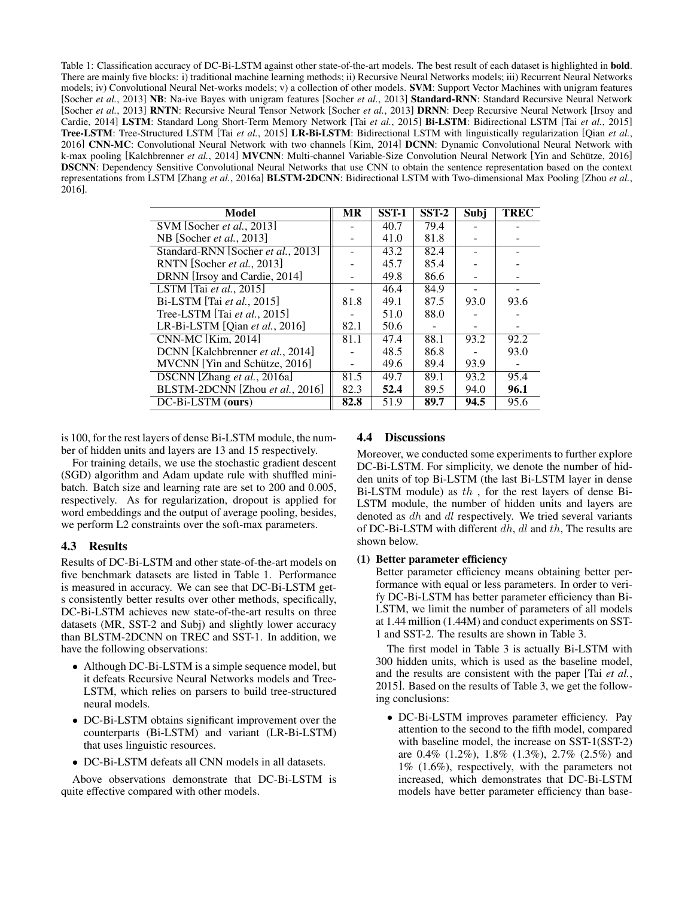Table 1: Classification accuracy of DC-Bi-LSTM against other state-of-the-art models. The best result of each dataset is highlighted in **bold**. There are mainly five blocks: i) traditional machine learning methods; ii) Recursive Neural Networks models; iii) Recurrent Neural Networks models; iv) Convolutional Neural Net-works models; v) a collection of other models. **SVM**: Support Vector Machines with unigram features [Socher *et al.*, 2013] **NB**: Na-ive Bayes with unigram features [Socher *et al.*, 2013] **Standard-RNN**: Standard Recursive Neural Network [Socher *et al.*, 2013] **RNTN**: Recursive Neural Tensor Network [Socher *et al.*, 2013] **DRNN**: Deep Recursive Neural Network [Irsoy and Cardie, 2014] **LSTM**: Standard Long Short-Term Memory Network [Tai *et al.*, 2015] **Bi-LSTM**: Bidirectional LSTM [Tai *et al.*, 2015] **Tree-LSTM**: Tree-Structured LSTM [Tai *et al.*, 2015] **LR-Bi-LSTM**: Bidirectional LSTM with linguistically regularization [Qian *et al.*, 2016] **CNN-MC**: Convolutional Neural Network with two channels [Kim, 2014] **DCNN**: Dynamic Convolutional Neural Network with k-max pooling [Kalchbrenner *et al.*, 2014] **MVCNN**: Multi-channel Variable-Size Convolution Neural Network [Yin and Schütze, 2016] **DSCNN**: Dependency Sensitive Convolutional Neural Networks that use CNN to obtain the sentence representation based on the context representations from LSTM [Zhang *et al.*, 2016a] **BLSTM-2DCNN**: Bidirectional LSTM with Two-dimensional Max Pooling [Zhou *et al.*, 2016].

| Model | MR | SST-1 | SST-2 | Subj | TREC |
|---|---|---|---|---|---|
| SVM [Socher *et al.*, 2013] | - | 40.7 | 79.4 | - | - |
| NB [Socher *et al.*, 2013] | - | 41.0 | 81.8 | - | - |
| Standard-RNN [Socher *et al.*, 2013] | - | 43.2 | 82.4 | - | - |
| RNTN [Socher *et al.*, 2013] | - | 45.7 | 85.4 | - | - |
| DRNN [Irsoy and Cardie, 2014] | - | 49.8 | 86.6 | - | - |
| LSTM [Tai *et al.*, 2015] | - | 46.4 | 84.9 | - | - |
| Bi-LSTM [Tai *et al.*, 2015] | 81.8 | 49.1 | 87.5 | 93.0 | 93.6 |
| Tree-LSTM [Tai *et al.*, 2015] | - | 51.0 | 88.0 | - | - |
| LR-Bi-LSTM [Qian *et al.*, 2016] | 82.1 | 50.6 | - | - | - |
| CNN-MC [Kim, 2014] | 81.1 | 47.4 | 88.1 | 93.2 | 92.2 |
| DCNN [Kalchbrenner *et al.*, 2014] | - | 48.5 | 86.8 | - | 93.0 |
| MVCNN [Yin and Schütze, 2016] | - | 49.6 | 89.4 | 93.9 | - |
| DSCNN [Zhang *et al.*, 2016a] | 81.5 | 49.7 | 89.1 | 93.2 | 95.4 |
| BLSTM-2DCNN [Zhou *et al.*, 2016] | 82.3 | **52.4** | 89.5 | 94.0 | **96.1** |
| DC-Bi-LSTM (**ours**) | **82.8** | 51.9 | **89.7** | **94.5** | 95.6 |

is 100, for the rest layers of dense Bi-LSTM module, the number of hidden units and layers are 13 and 15 respectively.

For training details, we use the stochastic gradient descent (SGD) algorithm and Adam update rule with shuffled mini-batch. Batch size and learning rate are set to 200 and 0.005, respectively. As for regularization, dropout is applied for word embeddings and the output of average pooling, besides, we perform L2 constraints over the soft-max parameters.

### 4.3 Results

Results of DC-Bi-LSTM and other state-of-the-art models on five benchmark datasets are listed in Table 1. Performance is measured in accuracy. We can see that DC-Bi-LSTM gets consistently better results over other methods, specifically, DC-Bi-LSTM achieves new state-of-the-art results on three datasets (MR, SST-2 and Subj) and slightly lower accuracy than BLSTM-2DCNN on TREC and SST-1. In addition, we have the following observations:

- Although DC-Bi-LSTM is a simple sequence model, but it defeats Recursive Neural Networks models and Tree-LSTM, which relies on parsers to build tree-structured neural models.
- DC-Bi-LSTM obtains significant improvement over the counterparts (Bi-LSTM) and variant (LR-Bi-LSTM) that uses linguistic resources.
- DC-Bi-LSTM defeats all CNN models in all datasets.

Above observations demonstrate that DC-Bi-LSTM is quite effective compared with other models.

### 4.4 Discussions

Moreover, we conducted some experiments to further explore DC-Bi-LSTM. For simplicity, we denote the number of hidden units of top Bi-LSTM (the last Bi-LSTM layer in dense Bi-LSTM module) as $th$ , for the rest layers of dense Bi-LSTM module, the number of hidden units and layers are denoted as $dh$ and $dl$ respectively. We tried several variants of DC-Bi-LSTM with different $dh$, $dl$ and $th$, The results are shown below.

**(1) Better parameter efficiency**

Better parameter efficiency means obtaining better performance with equal or less parameters. In order to verify DC-Bi-LSTM has better parameter efficiency than Bi-LSTM, we limit the number of parameters of all models at 1.44 million (1.44M) and conduct experiments on SST-1 and SST-2. The results are shown in Table 3.

The first model in Table 3 is actually Bi-LSTM with 300 hidden units, which is used as the baseline model, and the results are consistent with the paper [Tai *et al.*, 2015]. Based on the results of Table 3, we get the following conclusions:

- DC-Bi-LSTM improves parameter efficiency. Pay attention to the second to the fifth model, compared with baseline model, the increase on SST-1(SST-2) are 0.4% (1.2%), 1.8% (1.3%), 2.7% (2.5%) and 1% (1.6%), respectively, with the parameters not increased, which demonstrates that DC-Bi-LSTM models have better parameter efficiency than base-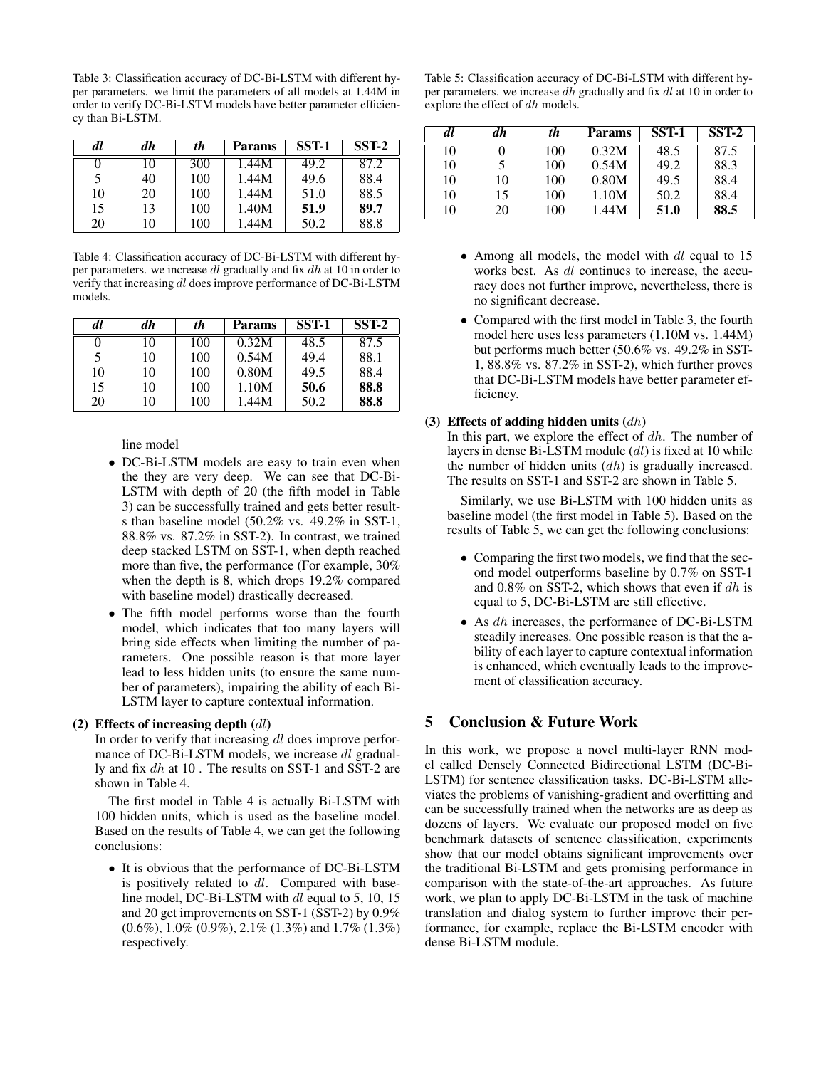Table 3: Classification accuracy of DC-Bi-LSTM with different hyper parameters. we limit the parameters of all models at 1.44M in order to verify DC-Bi-LSTM models have better parameter efficiency than Bi-LSTM.

| *dl* | *dh* | *th* | **Params** | **SST-1** | **SST-2** |
|---|---|---|---|---|---|
| 0 | 10 | 300 | 1.44M | 49.2 | 87.2 |
| 5 | 40 | 100 | 1.44M | 49.6 | 88.4 |
| 10 | 20 | 100 | 1.44M | 51.0 | 88.5 |
| 15 | 13 | 100 | 1.40M | **51.9** | **89.7** |
| 20 | 10 | 100 | 1.44M | 50.2 | 88.8 |

Table 4: Classification accuracy of DC-Bi-LSTM with different hyper parameters. we increase $dl$ gradually and fix $dh$ at 10 in order to verify that increasing $dl$ does improve performance of DC-Bi-LSTM models.

| *dl* | *dh* | *th* | **Params** | **SST-1** | **SST-2** |
|---|---|---|---|---|---|
| 0 | 10 | 100 | 0.32M | 48.5 | 87.5 |
| 5 | 10 | 100 | 0.54M | 49.4 | 88.1 |
| 10 | 10 | 100 | 0.80M | 49.5 | 88.4 |
| 15 | 10 | 100 | 1.10M | **50.6** | **88.8** |
| 20 | 10 | 100 | 1.44M | 50.2 | **88.8** |

line model

- DC-Bi-LSTM models are easy to train even when the they are very deep. We can see that DC-Bi-LSTM with depth of 20 (the fifth model in Table 3) can be successfully trained and gets better results than baseline model (50.2% vs. 49.2% in SST-1, 88.8% vs. 87.2% in SST-2). In contrast, we trained deep stacked LSTM on SST-1, when depth reached more than five, the performance (For example, 30% when the depth is 8, which drops 19.2% compared with baseline model) drastically decreased.
- The fifth model performs worse than the fourth model, which indicates that too many layers will bring side effects when limiting the number of parameters. One possible reason is that more layer lead to less hidden units (to ensure the same number of parameters), impairing the ability of each Bi-LSTM layer to capture contextual information.

**(2) Effects of increasing depth ($dl$)**

In order to verify that increasing $dl$ does improve performance of DC-Bi-LSTM models, we increase $dl$ gradually and fix $dh$ at 10 . The results on SST-1 and SST-2 are shown in Table 4.

The first model in Table 4 is actually Bi-LSTM with 100 hidden units, which is used as the baseline model. Based on the results of Table 4, we can get the following conclusions:

- It is obvious that the performance of DC-Bi-LSTM is positively related to $dl$. Compared with baseline model, DC-Bi-LSTM with $dl$ equal to 5, 10, 15 and 20 get improvements on SST-1 (SST-2) by 0.9% (0.6%), 1.0% (0.9%), 2.1% (1.3%) and 1.7% (1.3%) respectively.

Table 5: Classification accuracy of DC-Bi-LSTM with different hyper parameters. we increase $dh$ gradually and fix $dl$ at 10 in order to explore the effect of $dh$ models.

| *dl* | *dh* | *th* | **Params** | **SST-1** | **SST-2** |
|---|---|---|---|---|---|
| 10 | 0 | 100 | 0.32M | 48.5 | 87.5 |
| 10 | 5 | 100 | 0.54M | 49.2 | 88.3 |
| 10 | 10 | 100 | 0.80M | 49.5 | 88.4 |
| 10 | 15 | 100 | 1.10M | 50.2 | 88.4 |
| 10 | 20 | 100 | 1.44M | **51.0** | **88.5** |

- Among all models, the model with $dl$ equal to 15 works best. As $dl$ continues to increase, the accuracy does not further improve, nevertheless, there is no significant decrease.
- Compared with the first model in Table 3, the fourth model here uses less parameters (1.10M vs. 1.44M) but performs much better (50.6% vs. 49.2% in SST-1, 88.8% vs. 87.2% in SST-2), which further proves that DC-Bi-LSTM models have better parameter efficiency.

**(3) Effects of adding hidden units ($dh$)**

In this part, we explore the effect of $dh$. The number of layers in dense Bi-LSTM module ($dl$) is fixed at 10 while the number of hidden units ($dh$) is gradually increased. The results on SST-1 and SST-2 are shown in Table 5.

Similarly, we use Bi-LSTM with 100 hidden units as baseline model (the first model in Table 5). Based on the results of Table 5, we can get the following conclusions:

- Comparing the first two models, we find that the second model outperforms baseline by 0.7% on SST-1 and 0.8% on SST-2, which shows that even if $dh$ is equal to 5, DC-Bi-LSTM are still effective.
- As $dh$ increases, the performance of DC-Bi-LSTM steadily increases. One possible reason is that the ability of each layer to capture contextual information is enhanced, which eventually leads to the improvement of classification accuracy.

## 5 Conclusion & Future Work

In this work, we propose a novel multi-layer RNN model called Densely Connected Bidirectional LSTM (DC-Bi-LSTM) for sentence classification tasks. DC-Bi-LSTM alleviates the problems of vanishing-gradient and overfitting and can be successfully trained when the networks are as deep as dozens of layers. We evaluate our proposed model on five benchmark datasets of sentence classification, experiments show that our model obtains significant improvements over the traditional Bi-LSTM and gets promising performance in comparison with the state-of-the-art approaches. As future work, we plan to apply DC-Bi-LSTM in the task of machine translation and dialog system to further improve their performance, for example, replace the Bi-LSTM encoder with dense Bi-LSTM module.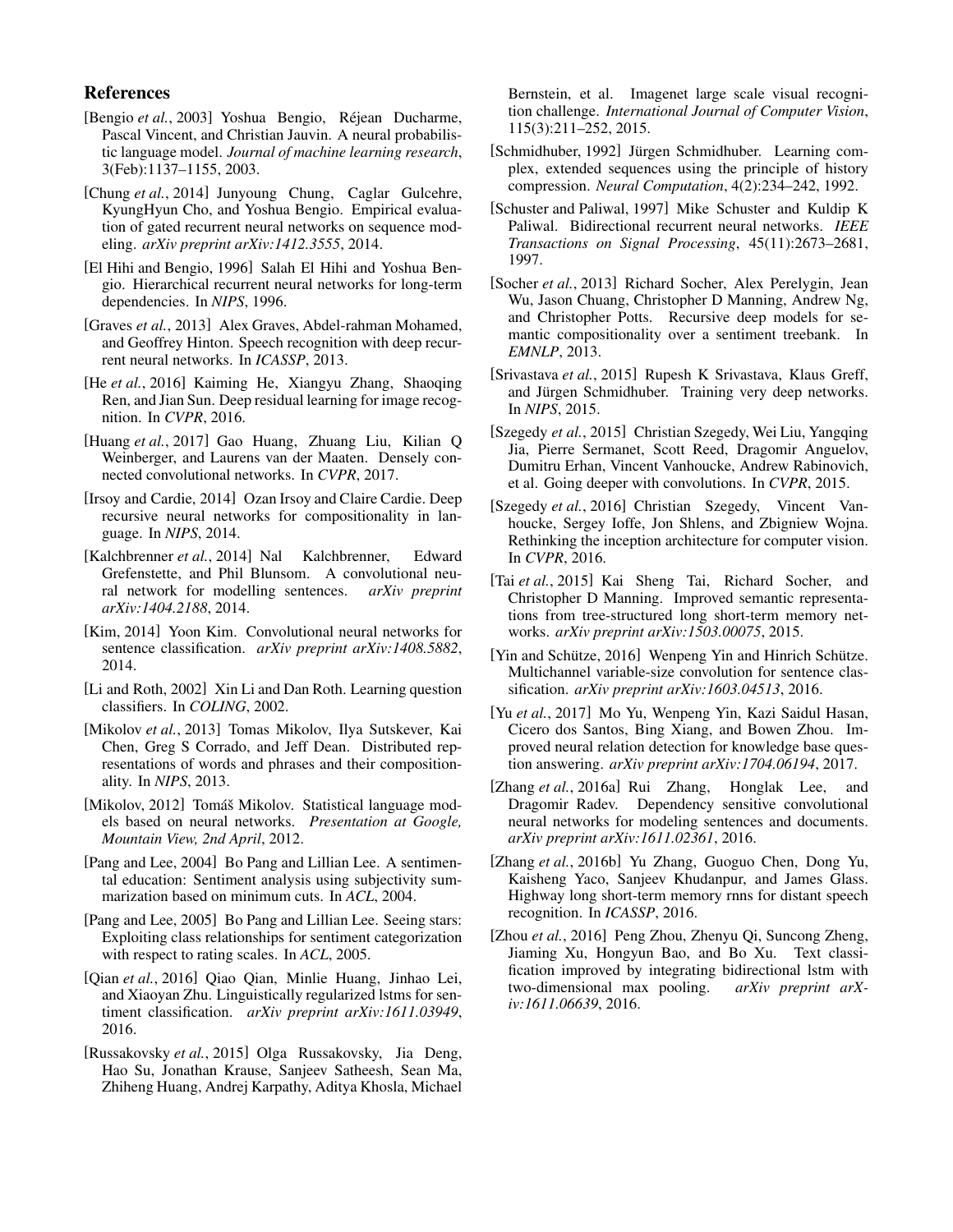## References

[Bengio *et al.*, 2003] Yoshua Bengio, Réjean Ducharme, Pascal Vincent, and Christian Jauvin. A neural probabilistic language model. *Journal of machine learning research*, 3(Feb):1137–1155, 2003.

[Chung *et al.*, 2014] Junyoung Chung, Caglar Gulcehre, KyungHyun Cho, and Yoshua Bengio. Empirical evaluation of gated recurrent neural networks on sequence modeling. *arXiv preprint arXiv:1412.3555*, 2014.

[El Hihi and Bengio, 1996] Salah El Hihi and Yoshua Bengio. Hierarchical recurrent neural networks for long-term dependencies. In *NIPS*, 1996.

[Graves *et al.*, 2013] Alex Graves, Abdel-rahman Mohamed, and Geoffrey Hinton. Speech recognition with deep recurrent neural networks. In *ICASSP*, 2013.

[He *et al.*, 2016] Kaiming He, Xiangyu Zhang, Shaoqing Ren, and Jian Sun. Deep residual learning for image recognition. In *CVPR*, 2016.

[Huang *et al.*, 2017] Gao Huang, Zhuang Liu, Kilian Q Weinberger, and Laurens van der Maaten. Densely connected convolutional networks. In *CVPR*, 2017.

[Irsoy and Cardie, 2014] Ozan Irsoy and Claire Cardie. Deep recursive neural networks for compositionality in language. In *NIPS*, 2014.

[Kalchbrenner *et al.*, 2014] Nal Kalchbrenner, Edward Grefenstette, and Phil Blunsom. A convolutional neural network for modelling sentences. *arXiv preprint arXiv:1404.2188*, 2014.

[Kim, 2014] Yoon Kim. Convolutional neural networks for sentence classification. *arXiv preprint arXiv:1408.5882*, 2014.

[Li and Roth, 2002] Xin Li and Dan Roth. Learning question classifiers. In *COLING*, 2002.

[Mikolov *et al.*, 2013] Tomas Mikolov, Ilya Sutskever, Kai Chen, Greg S Corrado, and Jeff Dean. Distributed representations of words and phrases and their compositionality. In *NIPS*, 2013.

[Mikolov, 2012] Tomáš Mikolov. Statistical language models based on neural networks. *Presentation at Google, Mountain View, 2nd April*, 2012.

[Pang and Lee, 2004] Bo Pang and Lillian Lee. A sentimental education: Sentiment analysis using subjectivity summarization based on minimum cuts. In *ACL*, 2004.

[Pang and Lee, 2005] Bo Pang and Lillian Lee. Seeing stars: Exploiting class relationships for sentiment categorization with respect to rating scales. In *ACL*, 2005.

[Qian *et al.*, 2016] Qiao Qian, Minlie Huang, Jinhao Lei, and Xiaoyan Zhu. Linguistically regularized lstms for sentiment classification. *arXiv preprint arXiv:1611.03949*, 2016.

[Russakovsky *et al.*, 2015] Olga Russakovsky, Jia Deng, Hao Su, Jonathan Krause, Sanjeev Satheesh, Sean Ma, Zhiheng Huang, Andrej Karpathy, Aditya Khosla, Michael Bernstein, et al. Imagenet large scale visual recognition challenge. *International Journal of Computer Vision*, 115(3):211–252, 2015.

[Schmidhuber, 1992] Jürgen Schmidhuber. Learning complex, extended sequences using the principle of history compression. *Neural Computation*, 4(2):234–242, 1992.

[Schuster and Paliwal, 1997] Mike Schuster and Kuldip K Paliwal. Bidirectional recurrent neural networks. *IEEE Transactions on Signal Processing*, 45(11):2673–2681, 1997.

[Socher *et al.*, 2013] Richard Socher, Alex Perelygin, Jean Wu, Jason Chuang, Christopher D Manning, Andrew Ng, and Christopher Potts. Recursive deep models for semantic compositionality over a sentiment treebank. In *EMNLP*, 2013.

[Srivastava *et al.*, 2015] Rupesh K Srivastava, Klaus Greff, and Jürgen Schmidhuber. Training very deep networks. In *NIPS*, 2015.

[Szegedy *et al.*, 2015] Christian Szegedy, Wei Liu, Yangqing Jia, Pierre Sermanet, Scott Reed, Dragomir Anguelov, Dumitru Erhan, Vincent Vanhoucke, Andrew Rabinovich, et al. Going deeper with convolutions. In *CVPR*, 2015.

[Szegedy *et al.*, 2016] Christian Szegedy, Vincent Vanhoucke, Sergey Ioffe, Jon Shlens, and Zbigniew Wojna. Rethinking the inception architecture for computer vision. In *CVPR*, 2016.

[Tai *et al.*, 2015] Kai Sheng Tai, Richard Socher, and Christopher D Manning. Improved semantic representations from tree-structured long short-term memory networks. *arXiv preprint arXiv:1503.00075*, 2015.

[Yin and Schütze, 2016] Wenpeng Yin and Hinrich Schütze. Multichannel variable-size convolution for sentence classification. *arXiv preprint arXiv:1603.04513*, 2016.

[Yu *et al.*, 2017] Mo Yu, Wenpeng Yin, Kazi Saidul Hasan, Cicero dos Santos, Bing Xiang, and Bowen Zhou. Improved neural relation detection for knowledge base question answering. *arXiv preprint arXiv:1704.06194*, 2017.

[Zhang *et al.*, 2016a] Rui Zhang, Honglak Lee, and Dragomir Radev. Dependency sensitive convolutional neural networks for modeling sentences and documents. *arXiv preprint arXiv:1611.02361*, 2016.

[Zhang *et al.*, 2016b] Yu Zhang, Guoguo Chen, Dong Yu, Kaisheng Yaco, Sanjeev Khudanpur, and James Glass. Highway long short-term memory rnns for distant speech recognition. In *ICASSP*, 2016.

[Zhou *et al.*, 2016] Peng Zhou, Zhenyu Qi, Suncong Zheng, Jiaming Xu, Hongyun Bao, and Bo Xu. Text classification improved by integrating bidirectional lstm with two-dimensional max pooling. *arXiv preprint arXiv:1611.06639*, 2016.